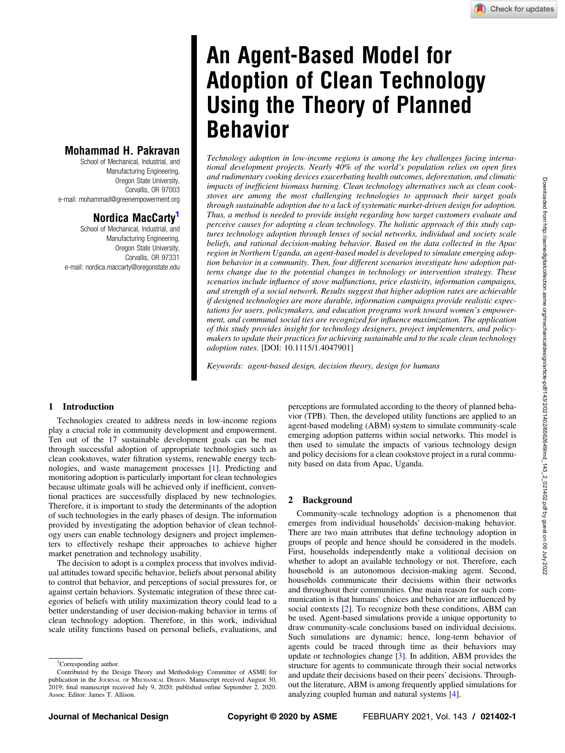# An Agent-Based Model for Adoption of Clean Technology Using the Theory of Planned Behavior

**Mohammad H. Pakravan**
School of Mechanical, Industrial, and Manufacturing Engineering,
Oregon State University,
Corvallis, OR 97003
e-mail: mohammad@greenempowerment.org

**Nordica MacCarty**[1]
School of Mechanical, Industrial, and Manufacturing Engineering,
Oregon State University,
Corvallis, OR 97331
e-mail: nordica.maccarty@oregonstate.edu

*Technology adoption in low-income regions is among the key challenges facing international development projects. Nearly 40% of the world's population relies on open fires and rudimentary cooking devices exacerbating health outcomes, deforestation, and climatic impacts of inefficient biomass burning. Clean technology alternatives such as clean cookstoves are among the most challenging technologies to approach their target goals through sustainable adoption due to a lack of systematic market-driven design for adoption. Thus, a method is needed to provide insight regarding how target customers evaluate and perceive causes for adopting a clean technology. The holistic approach of this study captures technology adoption through lenses of social networks, individual and society scale beliefs, and rational decision-making behavior. Based on the data collected in the Apac region in Northern Uganda, an agent-based model is developed to simulate emerging adoption behavior in a community. Then, four different scenarios investigate how adoption patterns change due to the potential changes in technology or intervention strategy. These scenarios include influence of stove malfunctions, price elasticity, information campaigns, and strength of a social network. Results suggest that higher adoption rates are achievable if designed technologies are more durable, information campaigns provide realistic expectations for users, policymakers, and education programs work toward women's empowerment, and communal social ties are recognized for influence maximization. The application of this study provides insight for technology designers, project implementers, and policymakers to update their practices for achieving sustainable and to the scale clean technology adoption rates.* [DOI: 10.1115/1.4047901]

*Keywords: agent-based design, decision theory, design for humans*

## 1 Introduction

Technologies created to address needs in low-income regions play a crucial role in community development and empowerment. Ten out of the 17 sustainable development goals can be met through successful adoption of appropriate technologies such as clean cookstoves, water filtration systems, renewable energy technologies, and waste management processes [1]. Predicting and monitoring adoption is particularly important for clean technologies because ultimate goals will be achieved only if inefficient, conventional practices are successfully displaced by new technologies. Therefore, it is important to study the determinants of the adoption of such technologies in the early phases of design. The information provided by investigating the adoption behavior of clean technology users can enable technology designers and project implementers to effectively reshape their approaches to achieve higher market penetration and technology usability.

The decision to adopt is a complex process that involves individual attitudes toward specific behavior, beliefs about personal ability to control that behavior, and perceptions of social pressures for, or against certain behaviors. Systematic integration of these three categories of beliefs with utility maximization theory could lead to a better understanding of user decision-making behavior in terms of clean technology adoption. Therefore, in this work, individual scale utility functions based on personal beliefs, evaluations, and perceptions are formulated according to the theory of planned behavior (TPB). Then, the developed utility functions are applied to an agent-based modeling (ABM) system to simulate community-scale emerging adoption patterns within social networks. This model is then used to simulate the impacts of various technology design and policy decisions for a clean cookstove project in a rural community based on data from Apac, Uganda.

## 2 Background

Community-scale technology adoption is a phenomenon that emerges from individual households' decision-making behavior. There are two main attributes that define technology adoption in groups of people and hence should be considered in the models. First, households independently make a volitional decision on whether to adopt an available technology or not. Therefore, each household is an autonomous decision-making agent. Second, households communicate their decisions within their networks and throughout their communities. One main reason for such communication is that humans' choices and behavior are influenced by social contexts [2]. To recognize both these conditions, ABM can be used. Agent-based simulations provide a unique opportunity to draw community-scale conclusions based on individual decisions. Such simulations are dynamic; hence, long-term behavior of agents could be traced through time as their behaviors may update or technologies change [3]. In addition, ABM provides the structure for agents to communicate through their social networks and update their decisions based on their peers' decisions. Throughout the literature, ABM is among frequently applied simulations for analyzing coupled human and natural systems [4].

[1]Corresponding author.

Contributed by the Design Theory and Methodology Committee of ASME for publication in the Journal of Mechanical Design. Manuscript received August 30, 2019; final manuscript received July 9, 2020; published online September 2, 2020. Assoc. Editor: James T. Allison.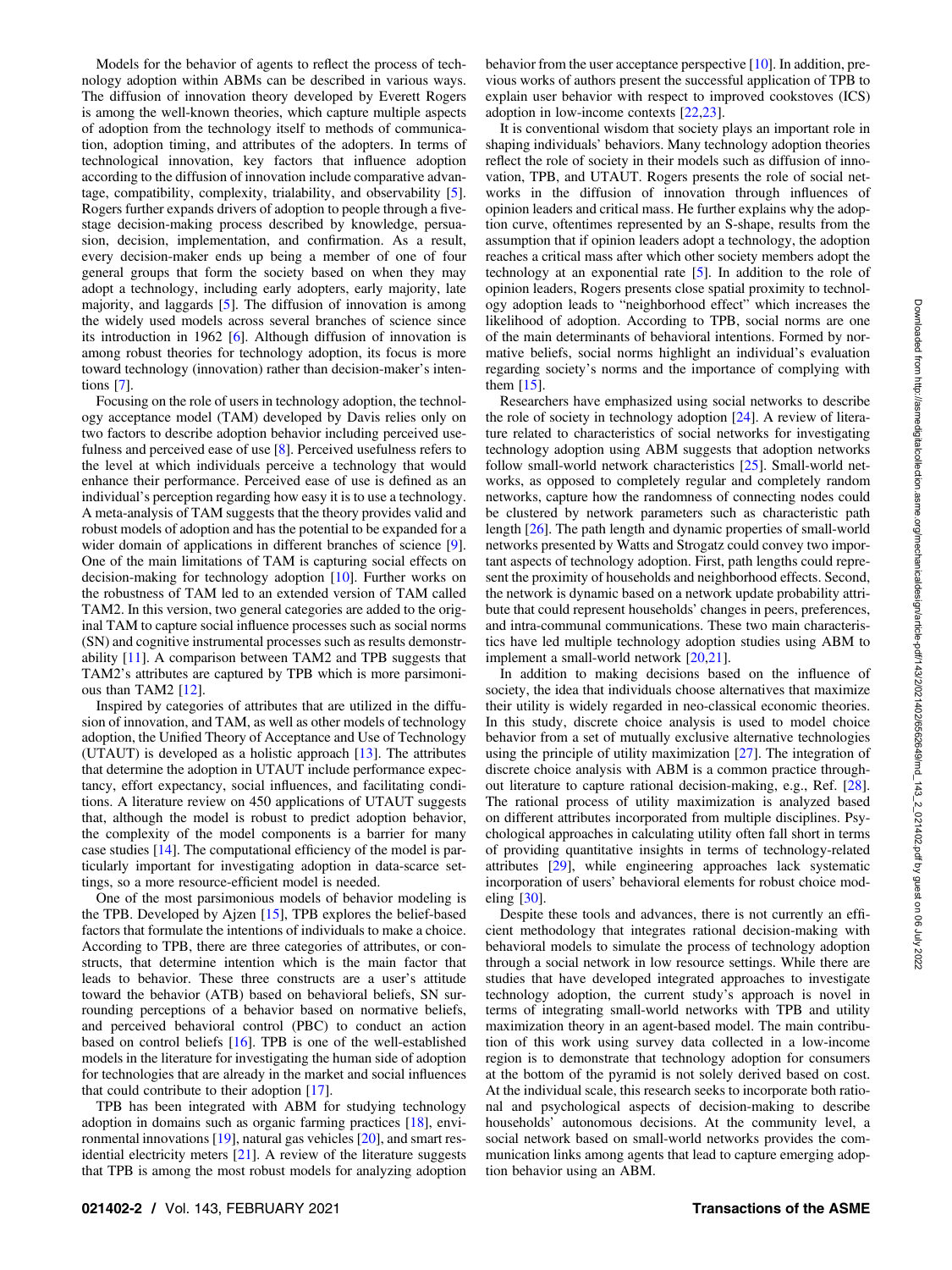Models for the behavior of agents to reflect the process of technology adoption within ABMs can be described in various ways. The diffusion of innovation theory developed by Everett Rogers is among the well-known theories, which capture multiple aspects of adoption from the technology itself to methods of communication, adoption timing, and attributes of the adopters. In terms of technological innovation, key factors that influence adoption according to the diffusion of innovation include comparative advantage, compatibility, complexity, trialability, and observability [5]. Rogers further expands drivers of adoption to people through a five-stage decision-making process described by knowledge, persuasion, decision, implementation, and confirmation. As a result, every decision-maker ends up being a member of one of four general groups that form the society based on when they may adopt a technology, including early adopters, early majority, late majority, and laggards [5]. The diffusion of innovation is among the widely used models across several branches of science since its introduction in 1962 [6]. Although diffusion of innovation is among robust theories for technology adoption, its focus is more toward technology (innovation) rather than decision-maker's intentions [7].

Focusing on the role of users in technology adoption, the technology acceptance model (TAM) developed by Davis relies only on two factors to describe adoption behavior including perceived usefulness and perceived ease of use [8]. Perceived usefulness refers to the level at which individuals perceive a technology that would enhance their performance. Perceived ease of use is defined as an individual's perception regarding how easy it is to use a technology. A meta-analysis of TAM suggests that the theory provides valid and robust models of adoption and has the potential to be expanded for a wider domain of applications in different branches of science [9]. One of the main limitations of TAM is capturing social effects on decision-making for technology adoption [10]. Further works on the robustness of TAM led to an extended version of TAM called TAM2. In this version, two general categories are added to the original TAM to capture social influence processes such as social norms (SN) and cognitive instrumental processes such as results demonstrability [11]. A comparison between TAM2 and TPB suggests that TAM2's attributes are captured by TPB which is more parsimonious than TAM2 [12].

Inspired by categories of attributes that are utilized in the diffusion of innovation, and TAM, as well as other models of technology adoption, the Unified Theory of Acceptance and Use of Technology (UTAUT) is developed as a holistic approach [13]. The attributes that determine the adoption in UTAUT include performance expectancy, effort expectancy, social influences, and facilitating conditions. A literature review on 450 applications of UTAUT suggests that, although the model is robust to predict adoption behavior, the complexity of the model components is a barrier for many case studies [14]. The computational efficiency of the model is particularly important for investigating adoption in data-scarce settings, so a more resource-efficient model is needed.

One of the most parsimonious models of behavior modeling is the TPB. Developed by Ajzen [15], TPB explores the belief-based factors that formulate the intentions of individuals to make a choice. According to TPB, there are three categories of attributes, or constructs, that determine intention which is the main factor that leads to behavior. These three constructs are a user's attitude toward the behavior (ATB) based on behavioral beliefs, SN surrounding perceptions of a behavior based on normative beliefs, and perceived behavioral control (PBC) to conduct an action based on control beliefs [16]. TPB is one of the well-established models in the literature for investigating the human side of adoption for technologies that are already in the market and social influences that could contribute to their adoption [17].

TPB has been integrated with ABM for studying technology adoption in domains such as organic farming practices [18], environmental innovations [19], natural gas vehicles [20], and smart residential electricity meters [21]. A review of the literature suggests that TPB is among the most robust models for analyzing adoption behavior from the user acceptance perspective [10]. In addition, previous works of authors present the successful application of TPB to explain user behavior with respect to improved cookstoves (ICS) adoption in low-income contexts [22,23].

It is conventional wisdom that society plays an important role in shaping individuals' behaviors. Many technology adoption theories reflect the role of society in their models such as diffusion of innovation, TPB, and UTAUT. Rogers presents the role of social networks in the diffusion of innovation through influences of opinion leaders and critical mass. He further explains why the adoption curve, oftentimes represented by an S-shape, results from the assumption that if opinion leaders adopt a technology, the adoption reaches a critical mass after which other society members adopt the technology at an exponential rate [5]. In addition to the role of opinion leaders, Rogers presents close spatial proximity to technology adoption leads to "neighborhood effect" which increases the likelihood of adoption. According to TPB, social norms are one of the main determinants of behavioral intentions. Formed by normative beliefs, social norms highlight an individual's evaluation regarding society's norms and the importance of complying with them [15].

Researchers have emphasized using social networks to describe the role of society in technology adoption [24]. A review of literature related to characteristics of social networks for investigating technology adoption using ABM suggests that adoption networks follow small-world network characteristics [25]. Small-world networks, as opposed to completely regular and completely random networks, capture how the randomness of connecting nodes could be clustered by network parameters such as characteristic path length [26]. The path length and dynamic properties of small-world networks presented by Watts and Strogatz could convey two important aspects of technology adoption. First, path lengths could represent the proximity of households and neighborhood effects. Second, the network is dynamic based on a network update probability attribute that could represent households' changes in peers, preferences, and intra-communal communications. These two main characteristics have led multiple technology adoption studies using ABM to implement a small-world network [20,21].

In addition to making decisions based on the influence of society, the idea that individuals choose alternatives that maximize their utility is widely regarded in neo-classical economic theories. In this study, discrete choice analysis is used to model choice behavior from a set of mutually exclusive alternative technologies using the principle of utility maximization [27]. The integration of discrete choice analysis with ABM is a common practice throughout literature to capture rational decision-making, e.g., Ref. [28]. The rational process of utility maximization is analyzed based on different attributes incorporated from multiple disciplines. Psychological approaches in calculating utility often fall short in terms of providing quantitative insights in terms of technology-related attributes [29], while engineering approaches lack systematic incorporation of users' behavioral elements for robust choice modeling [30].

Despite these tools and advances, there is not currently an efficient methodology that integrates rational decision-making with behavioral models to simulate the process of technology adoption through a social network in low resource settings. While there are studies that have developed integrated approaches to investigate technology adoption, the current study's approach is novel in terms of integrating small-world networks with TPB and utility maximization theory in an agent-based model. The main contribution of this work using survey data collected in a low-income region is to demonstrate that technology adoption for consumers at the bottom of the pyramid is not solely derived based on cost. At the individual scale, this research seeks to incorporate both rational and psychological aspects of decision-making to describe households' autonomous decisions. At the community level, a social network based on small-world networks provides the communication links among agents that lead to capture emerging adoption behavior using an ABM.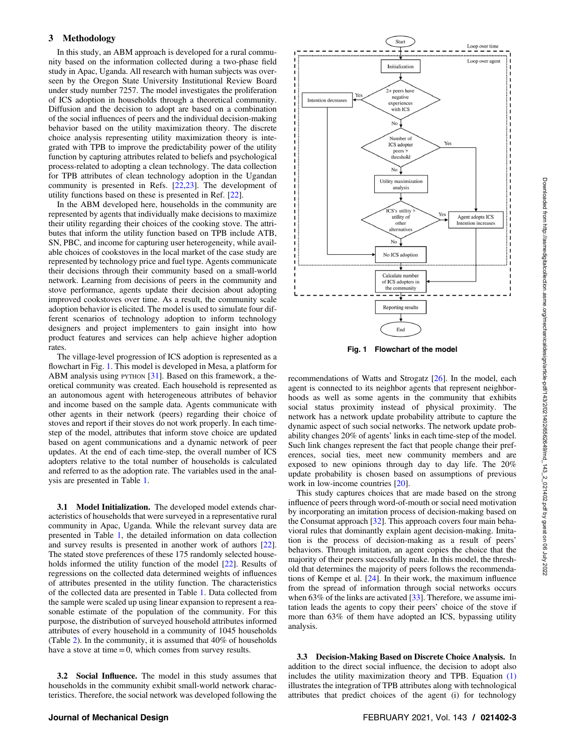## 3 Methodology

In this study, an ABM approach is developed for a rural community based on the information collected during a two-phase field study in Apac, Uganda. All research with human subjects was overseen by the Oregon State University Institutional Review Board under study number 7257. The model investigates the proliferation of ICS adoption in households through a theoretical community. Diffusion and the decision to adopt are based on a combination of the social influences of peers and the individual decision-making behavior based on the utility maximization theory. The discrete choice analysis representing utility maximization theory is integrated with TPB to improve the predictability power of the utility function by capturing attributes related to beliefs and psychological process-related to adopting a clean technology. The data collection for TPB attributes of clean technology adoption in the Ugandan community is presented in Refs. [22,23]. The development of utility functions based on these is presented in Ref. [22].

In the ABM developed here, households in the community are represented by agents that individually make decisions to maximize their utility regarding their choices of the cooking stove. The attributes that inform the utility function based on TPB include ATB, SN, PBC, and income for capturing user heterogeneity, while available choices of cookstoves in the local market of the case study are represented by technology price and fuel type. Agents communicate their decisions through their community based on a small-world network. Learning from decisions of peers in the community and stove performance, agents update their decision about adopting improved cookstoves over time. As a result, the community scale adoption behavior is elicited. The model is used to simulate four different scenarios of technology adoption to inform technology designers and project implementers to gain insight into how product features and services can help achieve higher adoption rates.

The village-level progression of ICS adoption is represented as a flowchart in Fig. 1. This model is developed in Mesa, a platform for ABM analysis using PYTHON [31]. Based on this framework, a theoretical community was created. Each household is represented as an autonomous agent with heterogeneous attributes of behavior and income based on the sample data. Agents communicate with other agents in their network (peers) regarding their choice of stoves and report if their stoves do not work properly. In each time-step of the model, attributes that inform stove choice are updated based on agent communications and a dynamic network of peer updates. At the end of each time-step, the overall number of ICS adopters relative to the total number of households is calculated and referred to as the adoption rate. The variables used in the analysis are presented in Table 1.

Start

Loop over time

Loop over agent

Initialization

2+ peers have negative experiences with ICS

Yes

Intention decreases

No

Number of ICS adopter peers > threshold

Yes

No

Utility maximization analysis

ICS's utility > utility of other alternatives

Yes

Agent adopts ICS Intention increases

No

No ICS adoption

Calculate number of ICS adopters in the community

Reporting results

End

**Fig. 1 Flowchart of the model**

### 3.1 Model Initialization.

The developed model extends characteristics of households that were surveyed in a representative rural community in Apac, Uganda. While the relevant survey data are presented in Table 1, the detailed information on data collection and survey results is presented in another work of authors [22]. The stated stove preferences of these 175 randomly selected households informed the utility function of the model [22]. Results of regressions on the collected data determined weights of influences of attributes presented in the utility function. The characteristics of the collected data are presented in Table 1. Data collected from the sample were scaled up using linear expansion to represent a reasonable estimate of the population of the community. For this purpose, the distribution of surveyed household attributes informed attributes of every household in a community of 1045 households (Table 2). In the community, it is assumed that 40% of households have a stove at time = 0, which comes from survey results.

### 3.2 Social Influence.

The model in this study assumes that households in the community exhibit small-world network characteristics. Therefore, the social network was developed following the recommendations of Watts and Strogatz [26]. In the model, each agent is connected to its neighbor agents that represent neighborhoods as well as some agents in the community that exhibits social status proximity instead of physical proximity. The network has a network update probability attribute to capture the dynamic aspect of such social networks. The network update probability changes 20% of agents' links in each time-step of the model. Such link changes represent the fact that people change their preferences, social ties, meet new community members and are exposed to new opinions through day to day life. The 20% update probability is chosen based on assumptions of previous work in low-income countries [20].

This study captures choices that are made based on the strong influence of peers through word-of-mouth or social need motivation by incorporating an imitation process of decision-making based on the Consumat approach [32]. This approach covers four main behavioral rules that dominantly explain agent decision-making. Imitation is the process of decision-making as a result of peers' behaviors. Through imitation, an agent copies the choice that the majority of their peers successfully make. In this model, the threshold that determines the majority of peers follows the recommendations of Kempe et al. [24]. In their work, the maximum influence from the spread of information through social networks occurs when 63% of the links are activated [33]. Therefore, we assume imitation leads the agents to copy their peers' choice of the stove if more than 63% of them have adopted an ICS, bypassing utility analysis.

### 3.3 Decision-Making Based on Discrete Choice Analysis.

In addition to the direct social influence, the decision to adopt also includes the utility maximization theory and TPB. Equation (1) illustrates the integration of TPB attributes along with technological attributes that predict choices of the agent (i) for technology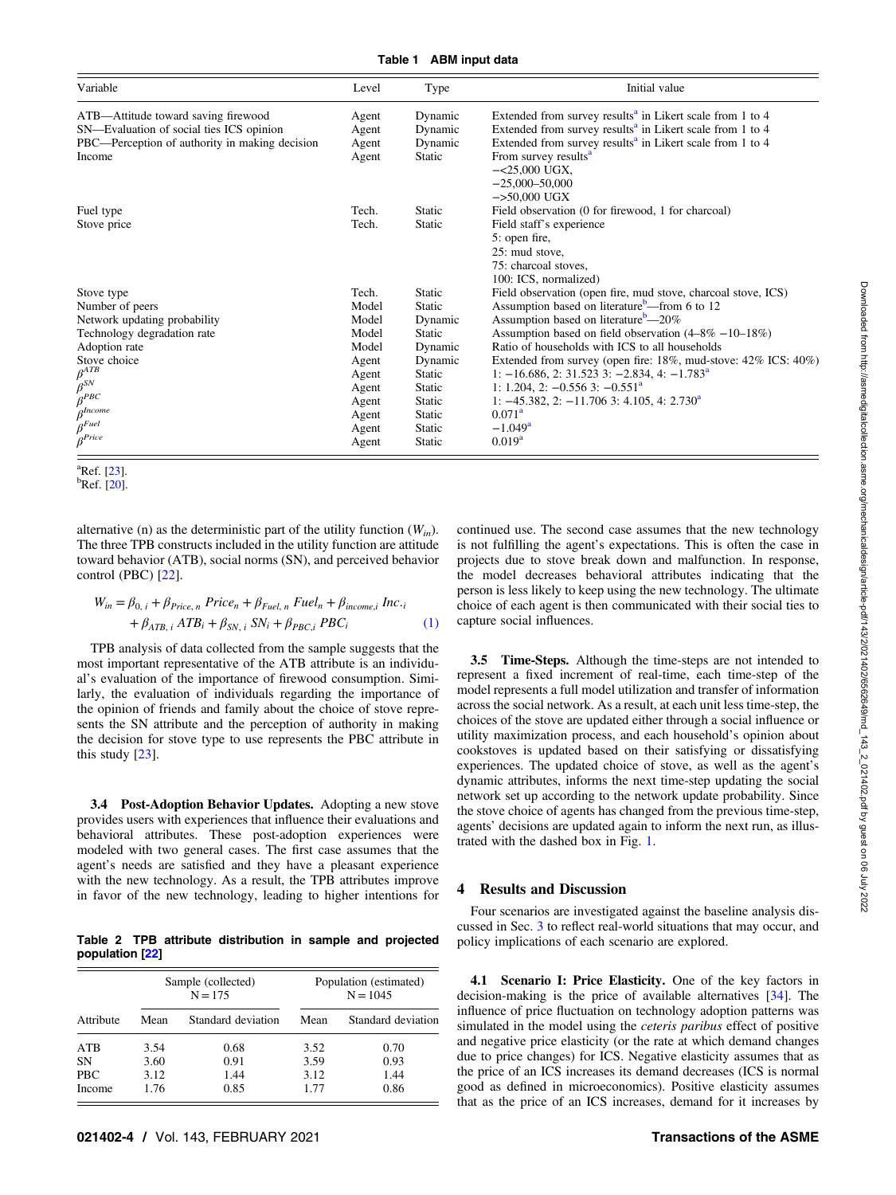**Table 1 ABM input data**

| Variable | Level | Type | Initial value |
|---|---|---|---|
| ATB—Attitude toward saving firewood | Agent | Dynamic | Extended from survey results[a] in Likert scale from 1 to 4 |
| SN—Evaluation of social ties ICS opinion | Agent | Dynamic | Extended from survey results[a] in Likert scale from 1 to 4 |
| PBC—Perception of authority in making decision | Agent | Dynamic | Extended from survey results[a] in Likert scale from 1 to 4 |
| Income | Agent | Static | From survey results[a] −<25,000 UGX, −25,000–50,000 −>50,000 UGX |
| Fuel type | Tech. | Static | Field observation (0 for firewood, 1 for charcoal) |
| Stove price | Tech. | Static | Field staff's experience 5: open fire, 25: mud stove, 75: charcoal stoves, 100: ICS, normalized) |
| Stove type | Tech. | Static | Field observation (open fire, mud stove, charcoal stove, ICS) |
| Number of peers | Model | Static | Assumption based on literature[b]—from 6 to 12 |
| Network updating probability | Model | Dynamic | Assumption based on literature[b]—20% |
| Technology degradation rate | Model | Static | Assumption based on field observation (4–8% −10–18%) |
| Adoption rate | Model | Dynamic | Ratio of households with ICS to all households |
| Stove choice | Agent | Dynamic | Extended from survey (open fire: 18%, mud-stove: 42% ICS: 40%) |
| $\beta^{ATB}$ | Agent | Static | 1: −16.686, 2: 31.523 3: −2.834, 4: −1.783[a] |
| $\beta^{SN}$ | Agent | Static | 1: 1.204, 2: −0.556 3: −0.551[a] |
| $\beta^{PBC}$ | Agent | Static | 1: −45.382, 2: −11.706 3: 4.105, 4: 2.730[a] |
| $\beta^{Income}$ | Agent | Static | 0.071[a] |
| $\beta^{Fuel}$ | Agent | Static | −1.049[a] |
| $\beta^{Price}$ | Agent | Static | 0.019[a] |

[a]Ref. [23].
[b]Ref. [20].

alternative (n) as the deterministic part of the utility function ($W_{in}$). The three TPB constructs included in the utility function are attitude toward behavior (ATB), social norms (SN), and perceived behavior control (PBC) [22].

$$W_{in} = \beta_{0,\,i} + \beta_{Price,\,n}\, Price_n + \beta_{Fuel,\,n}\, Fuel_n + \beta_{income,i}\, Inc._i + \beta_{ATB,\,i}\, ATB_i + \beta_{SN,\,i}\, SN_i + \beta_{PBC,i}\, PBC_i \quad (1)$$

TPB analysis of data collected from the sample suggests that the most important representative of the ATB attribute is an individual's evaluation of the importance of firewood consumption. Similarly, the evaluation of individuals regarding the importance of the opinion of friends and family about the choice of stove represents the SN attribute and the perception of authority in making the decision for stove type to use represents the PBC attribute in this study [23].

### 3.4 Post-Adoption Behavior Updates.

Adopting a new stove provides users with experiences that influence their evaluations and behavioral attributes. These post-adoption experiences were modeled with two general cases. The first case assumes that the agent's needs are satisfied and they have a pleasant experience with the new technology. As a result, the TPB attributes improve in favor of the new technology, leading to higher intentions for continued use. The second case assumes that the new technology is not fulfilling the agent's expectations. This is often the case in projects due to stove break down and malfunction. In response, the model decreases behavioral attributes indicating that the person is less likely to keep using the new technology. The ultimate choice of each agent is then communicated with their social ties to capture social influences.

**Table 2 TPB attribute distribution in sample and projected population [22]**

| | Sample (collected) N = 175 | | Population (estimated) N = 1045 | |
|---|---|---|---|---|
| Attribute | Mean | Standard deviation | Mean | Standard deviation |
| ATB | 3.54 | 0.68 | 3.52 | 0.70 |
| SN | 3.60 | 0.91 | 3.59 | 0.93 |
| PBC | 3.12 | 1.44 | 3.12 | 1.44 |
| Income | 1.76 | 0.85 | 1.77 | 0.86 |

### 3.5 Time-Steps.

Although the time-steps are not intended to represent a fixed increment of real-time, each time-step of the model represents a full model utilization and transfer of information across the social network. As a result, at each unit less time-step, the choices of the stove are updated either through a social influence or utility maximization process, and each household's opinion about cookstoves is updated based on their satisfying or dissatisfying experiences. The updated choice of stove, as well as the agent's dynamic attributes, informs the next time-step updating the social network set up according to the network update probability. Since the stove choice of agents has changed from the previous time-step, agents' decisions are updated again to inform the next run, as illustrated with the dashed box in Fig. 1.

## 4 Results and Discussion

Four scenarios are investigated against the baseline analysis discussed in Sec. 3 to reflect real-world situations that may occur, and policy implications of each scenario are explored.

### 4.1 Scenario I: Price Elasticity.

One of the key factors in decision-making is the price of available alternatives [34]. The influence of price fluctuation on technology adoption patterns was simulated in the model using the *ceteris paribus* effect of positive and negative price elasticity (or the rate at which demand changes due to price changes) for ICS. Negative elasticity assumes that as the price of an ICS increases its demand decreases (ICS is normal good as defined in microeconomics). Positive elasticity assumes that as the price of an ICS increases, demand for it increases by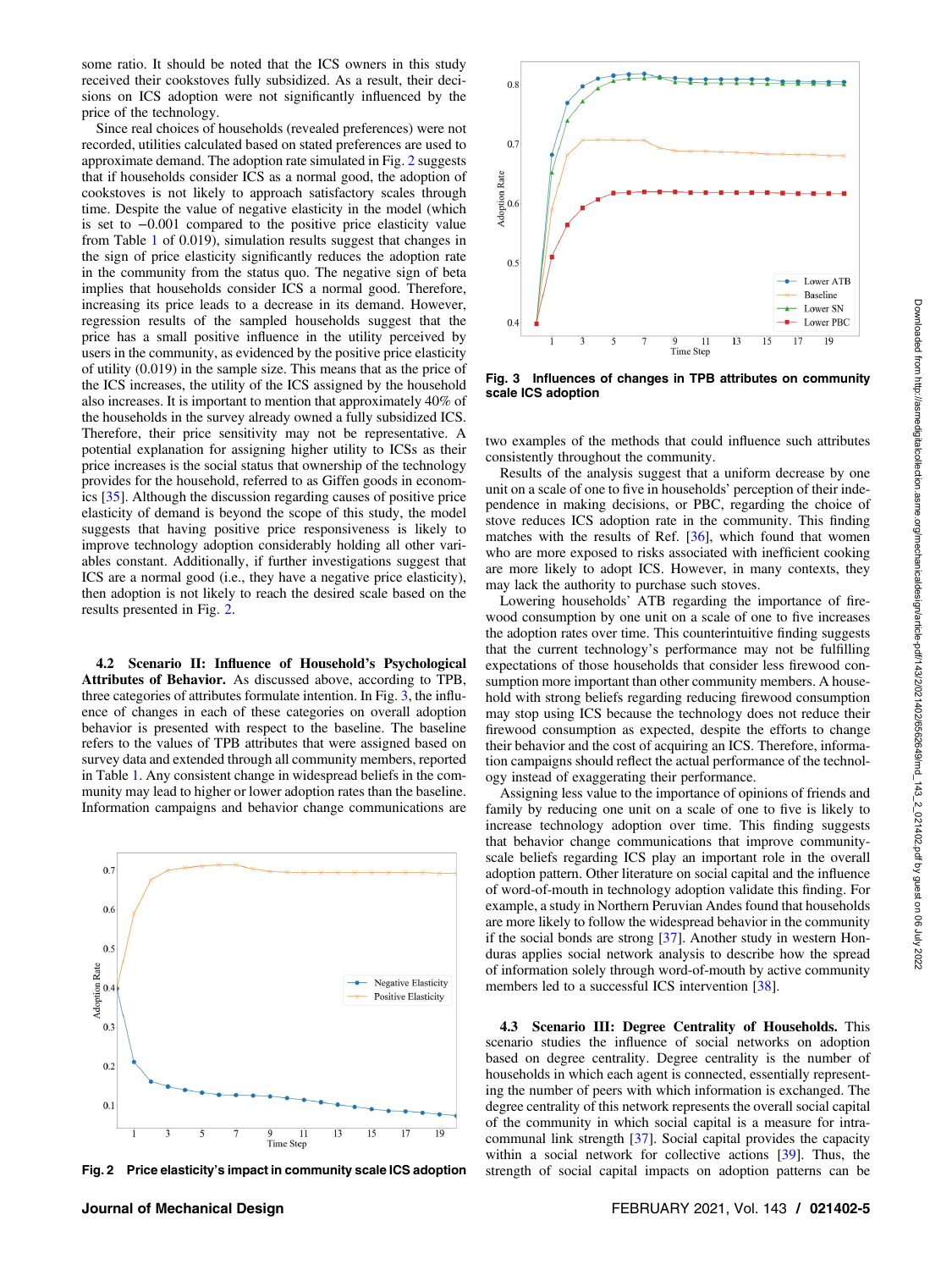some ratio. It should be noted that the ICS owners in this study received their cookstoves fully subsidized. As a result, their decisions on ICS adoption were not significantly influenced by the price of the technology.

Since real choices of households (revealed preferences) were not recorded, utilities calculated based on stated preferences are used to approximate demand. The adoption rate simulated in Fig. 2 suggests that if households consider ICS as a normal good, the adoption of cookstoves is not likely to approach satisfactory scales through time. Despite the value of negative elasticity in the model (which is set to −0.001 compared to the positive price elasticity value from Table 1 of 0.019), simulation results suggest that changes in the sign of price elasticity significantly reduces the adoption rate in the community from the status quo. The negative sign of beta implies that households consider ICS a normal good. Therefore, increasing its price leads to a decrease in its demand. However, regression results of the sampled households suggest that the price has a small positive influence in the utility perceived by users in the community, as evidenced by the positive price elasticity of utility (0.019) in the sample size. This means that as the price of the ICS increases, the utility of the ICS assigned by the household also increases. It is important to mention that approximately 40% of the households in the survey already owned a fully subsidized ICS. Therefore, their price sensitivity may not be representative. A potential explanation for assigning higher utility to ICSs as their price increases is the social status that ownership of the technology provides for the household, referred to as Giffen goods in economics [35]. Although the discussion regarding causes of positive price elasticity of demand is beyond the scope of this study, the model suggests that having positive price responsiveness is likely to improve technology adoption considerably holding all other variables constant. Additionally, if further investigations suggest that ICS are a normal good (i.e., they have a negative price elasticity), then adoption is not likely to reach the desired scale based on the results presented in Fig. 2.

### 4.2 Scenario II: Influence of Household's Psychological Attributes of Behavior.

As discussed above, according to TPB, three categories of attributes formulate intention. In Fig. 3, the influence of changes in each of these categories on overall adoption behavior is presented with respect to the baseline. The baseline refers to the values of TPB attributes that were assigned based on survey data and extended through all community members, reported in Table 1. Any consistent change in widespread beliefs in the community may lead to higher or lower adoption rates than the baseline. Information campaigns and behavior change communications are two examples of the methods that could influence such attributes consistently throughout the community.

**Fig. 2 Price elasticity's impact in community scale ICS adoption**

**Fig. 3 Influences of changes in TPB attributes on community scale ICS adoption**

Results of the analysis suggest that a uniform decrease by one unit on a scale of one to five in households' perception of their independence in making decisions, or PBC, regarding the choice of stove reduces ICS adoption rate in the community. This finding matches with the results of Ref. [36], which found that women who are more exposed to risks associated with inefficient cooking are more likely to adopt ICS. However, in many contexts, they may lack the authority to purchase such stoves.

Lowering households' ATB regarding the importance of firewood consumption by one unit on a scale of one to five increases the adoption rates over time. This counterintuitive finding suggests that the current technology's performance may not be fulfilling expectations of those households that consider less firewood consumption more important than other community members. A household with strong beliefs regarding reducing firewood consumption may stop using ICS because the technology does not reduce their firewood consumption as expected, despite the efforts to change their behavior and the cost of acquiring an ICS. Therefore, information campaigns should reflect the actual performance of the technology instead of exaggerating their performance.

Assigning less value to the importance of opinions of friends and family by reducing one unit on a scale of one to five is likely to increase technology adoption over time. This finding suggests that behavior change communications that improve community-scale beliefs regarding ICS play an important role in the overall adoption pattern. Other literature on social capital and the influence of word-of-mouth in technology adoption validate this finding. For example, a study in Northern Peruvian Andes found that households are more likely to follow the widespread behavior in the community if the social bonds are strong [37]. Another study in western Honduras applies social network analysis to describe how the spread of information solely through word-of-mouth by active community members led to a successful ICS intervention [38].

### 4.3 Scenario III: Degree Centrality of Households.

This scenario studies the influence of social networks on adoption based on degree centrality. Degree centrality is the number of households in which each agent is connected, essentially representing the number of peers with which information is exchanged. The degree centrality of this network represents the overall social capital of the community in which social capital is a measure for intra-communal link strength [37]. Social capital provides the capacity within a social network for collective actions [39]. Thus, the strength of social capital impacts on adoption patterns can be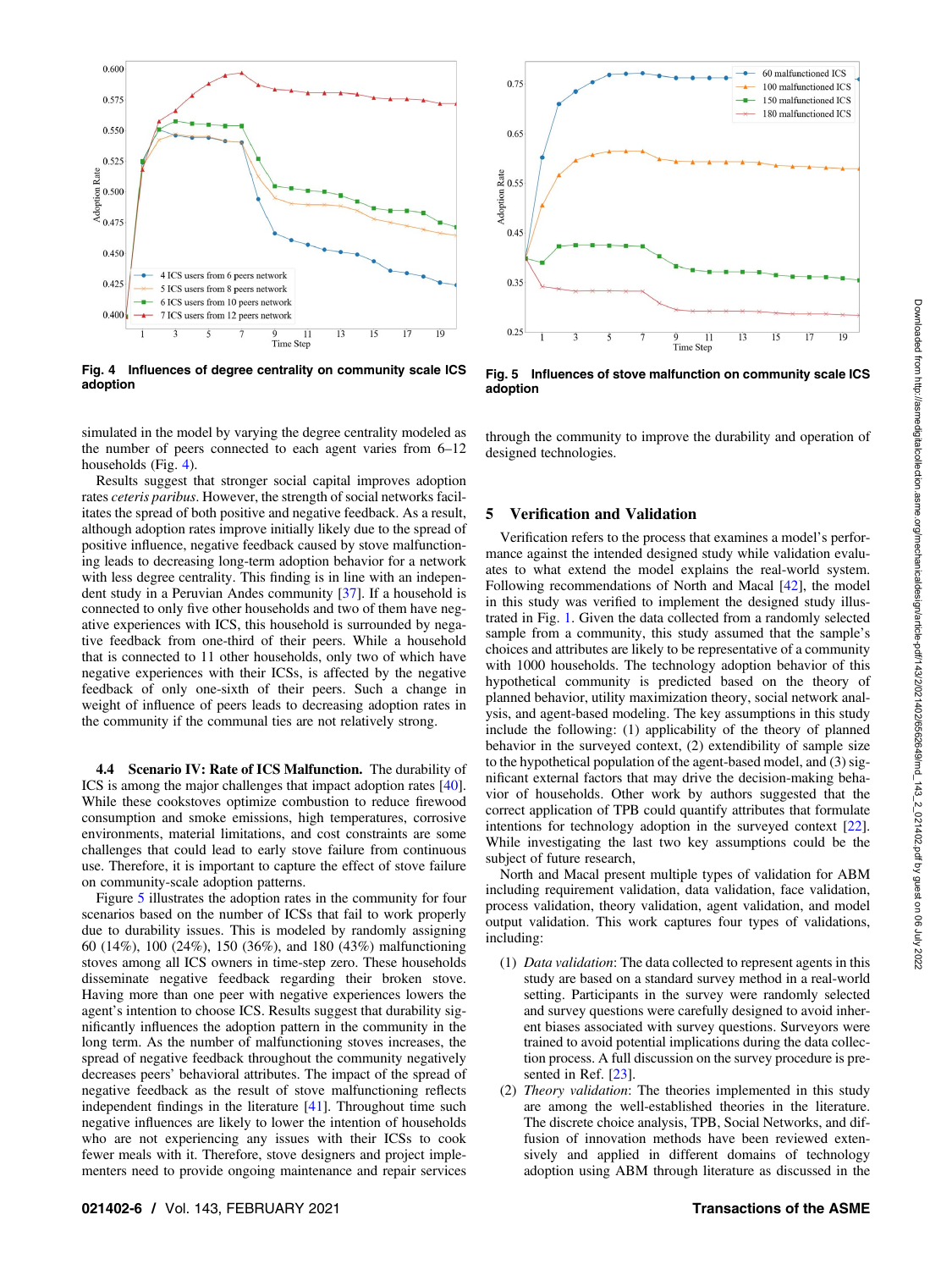0.600
0.575
0.550
0.525
0.500
0.475
0.450
0.425
0.400

Adoption Rate

1 3 5 7 9 11 13 15 17 19

Time Step

4 ICS users from 6 peers network
5 ICS users from 8 peers network
6 ICS users from 10 peers network
7 ICS users from 12 peers network

**Fig. 4 Influences of degree centrality on community scale ICS adoption**

0.75
0.65
0.55
0.45
0.35
0.25

Adoption Rate

1 3 5 7 9 11 13 15 17 19

Time Step

60 malfunctioned ICS
100 malfunctioned ICS
150 malfunctioned ICS
180 malfunctioned ICS

**Fig. 5 Influences of stove malfunction on community scale ICS adoption**

simulated in the model by varying the degree centrality modeled as the number of peers connected to each agent varies from 6–12 households (Fig. 4).

Results suggest that stronger social capital improves adoption rates *ceteris paribus*. However, the strength of social networks facilitates the spread of both positive and negative feedback. As a result, although adoption rates improve initially likely due to the spread of positive influence, negative feedback caused by stove malfunctioning leads to decreasing long-term adoption behavior for a network with less degree centrality. This finding is in line with an independent study in a Peruvian Andes community [37]. If a household is connected to only five other households and two of them have negative experiences with ICS, this household is surrounded by negative feedback from one-third of their peers. While a household that is connected to 11 other households, only two of which have negative experiences with their ICSs, is affected by the negative feedback of only one-sixth of their peers. Such a change in weight of influence of peers leads to decreasing adoption rates in the community if the communal ties are not relatively strong.

**4.4 Scenario IV: Rate of ICS Malfunction.** The durability of ICS is among the major challenges that impact adoption rates [40]. While these cookstoves optimize combustion to reduce firewood consumption and smoke emissions, high temperatures, corrosive environments, material limitations, and cost constraints are some challenges that could lead to early stove failure from continuous use. Therefore, it is important to capture the effect of stove failure on community-scale adoption patterns.

Figure 5 illustrates the adoption rates in the community for four scenarios based on the number of ICSs that fail to work properly due to durability issues. This is modeled by randomly assigning 60 (14%), 100 (24%), 150 (36%), and 180 (43%) malfunctioning stoves among all ICS owners in time-step zero. These households disseminate negative feedback regarding their broken stove. Having more than one peer with negative experiences lowers the agent's intention to choose ICS. Results suggest that durability significantly influences the adoption pattern in the community in the long term. As the number of malfunctioning stoves increases, the spread of negative feedback throughout the community negatively decreases peers' behavioral attributes. The impact of the spread of negative feedback as the result of stove malfunctioning reflects independent findings in the literature [41]. Throughout time such negative influences are likely to lower the intention of households who are not experiencing any issues with their ICSs to cook fewer meals with it. Therefore, stove designers and project implementers need to provide ongoing maintenance and repair services through the community to improve the durability and operation of designed technologies.

## 5 Verification and Validation

Verification refers to the process that examines a model's performance against the intended designed study while validation evaluates to what extend the model explains the real-world system. Following recommendations of North and Macal [42], the model in this study was verified to implement the designed study illustrated in Fig. 1. Given the data collected from a randomly selected sample from a community, this study assumed that the sample's choices and attributes are likely to be representative of a community with 1000 households. The technology adoption behavior of this hypothetical community is predicted based on the theory of planned behavior, utility maximization theory, social network analysis, and agent-based modeling. The key assumptions in this study include the following: (1) applicability of the theory of planned behavior in the surveyed context, (2) extendibility of sample size to the hypothetical population of the agent-based model, and (3) significant external factors that may drive the decision-making behavior of households. Other work by authors suggested that the correct application of TPB could quantify attributes that formulate intentions for technology adoption in the surveyed context [22]. While investigating the last two key assumptions could be the subject of future research,

North and Macal present multiple types of validation for ABM including requirement validation, data validation, face validation, process validation, theory validation, agent validation, and model output validation. This work captures four types of validations, including:

(1) *Data validation*: The data collected to represent agents in this study are based on a standard survey method in a real-world setting. Participants in the survey were randomly selected and survey questions were carefully designed to avoid inherent biases associated with survey questions. Surveyors were trained to avoid potential implications during the data collection process. A full discussion on the survey procedure is presented in Ref. [23].
(2) *Theory validation*: The theories implemented in this study are among the well-established theories in the literature. The discrete choice analysis, TPB, Social Networks, and diffusion of innovation methods have been reviewed extensively and applied in different domains of technology adoption using ABM through literature as discussed in the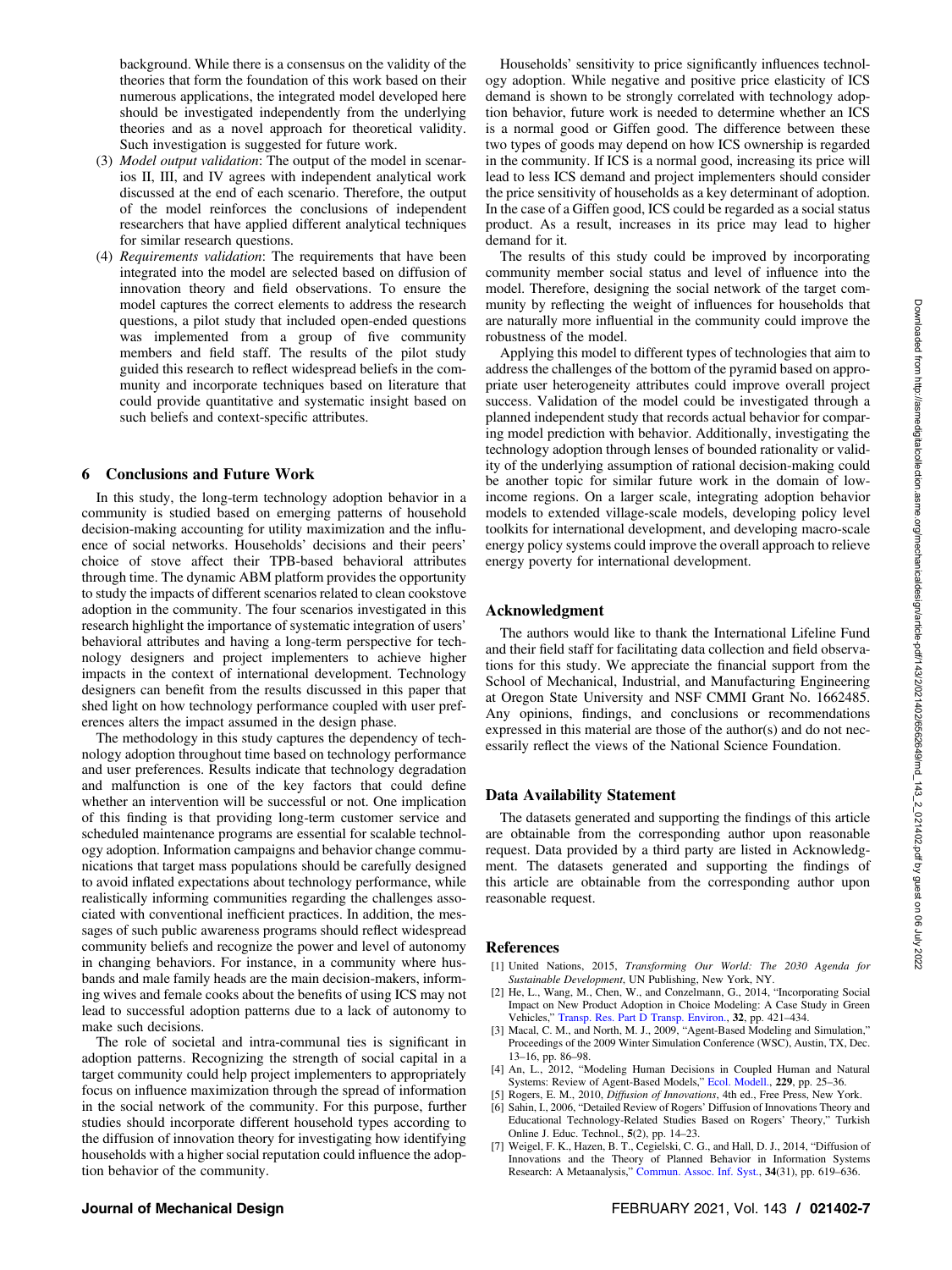background. While there is a consensus on the validity of the theories that form the foundation of this work based on their numerous applications, the integrated model developed here should be investigated independently from the underlying theories and as a novel approach for theoretical validity. Such investigation is suggested for future work.

(3) *Model output validation*: The output of the model in scenarios II, III, and IV agrees with independent analytical work discussed at the end of each scenario. Therefore, the output of the model reinforces the conclusions of independent researchers that have applied different analytical techniques for similar research questions.

(4) *Requirements validation*: The requirements that have been integrated into the model are selected based on diffusion of innovation theory and field observations. To ensure the model captures the correct elements to address the research questions, a pilot study that included open-ended questions was implemented from a group of five community members and field staff. The results of the pilot study guided this research to reflect widespread beliefs in the community and incorporate techniques based on literature that could provide quantitative and systematic insight based on such beliefs and context-specific attributes.

## 6 Conclusions and Future Work

In this study, the long-term technology adoption behavior in a community is studied based on emerging patterns of household decision-making accounting for utility maximization and the influence of social networks. Households' decisions and their peers' choice of stove affect their TPB-based behavioral attributes through time. The dynamic ABM platform provides the opportunity to study the impacts of different scenarios related to clean cookstove adoption in the community. The four scenarios investigated in this research highlight the importance of systematic integration of users' behavioral attributes and having a long-term perspective for technology designers and project implementers to achieve higher impacts in the context of international development. Technology designers can benefit from the results discussed in this paper that shed light on how technology performance coupled with user preferences alters the impact assumed in the design phase.

The methodology in this study captures the dependency of technology adoption throughout time based on technology performance and user preferences. Results indicate that technology degradation and malfunction is one of the key factors that could define whether an intervention will be successful or not. One implication of this finding is that providing long-term customer service and scheduled maintenance programs are essential for scalable technology adoption. Information campaigns and behavior change communications that target mass populations should be carefully designed to avoid inflated expectations about technology performance, while realistically informing communities regarding the challenges associated with conventional inefficient practices. In addition, the messages of such public awareness programs should reflect widespread community beliefs and recognize the power and level of autonomy in changing behaviors. For instance, in a community where husbands and male family heads are the main decision-makers, informing wives and female cooks about the benefits of using ICS may not lead to successful adoption patterns due to a lack of autonomy to make such decisions.

The role of societal and intra-communal ties is significant in adoption patterns. Recognizing the strength of social capital in a target community could help project implementers to appropriately focus on influence maximization through the spread of information in the social network of the community. For this purpose, further studies should incorporate different household types according to the diffusion of innovation theory for investigating how identifying households with a higher social reputation could influence the adoption behavior of the community.

Households' sensitivity to price significantly influences technology adoption. While negative and positive price elasticity of ICS demand is shown to be strongly correlated with technology adoption behavior, future work is needed to determine whether an ICS is a normal good or Giffen good. The difference between these two types of goods may depend on how ICS ownership is regarded in the community. If ICS is a normal good, increasing its price will lead to less ICS demand and project implementers should consider the price sensitivity of households as a key determinant of adoption. In the case of a Giffen good, ICS could be regarded as a social status product. As a result, increases in its price may lead to higher demand for it.

The results of this study could be improved by incorporating community member social status and level of influence into the model. Therefore, designing the social network of the target community by reflecting the weight of influences for households that are naturally more influential in the community could improve the robustness of the model.

Applying this model to different types of technologies that aim to address the challenges of the bottom of the pyramid based on appropriate user heterogeneity attributes could improve overall project success. Validation of the model could be investigated through a planned independent study that records actual behavior for comparing model prediction with behavior. Additionally, investigating the technology adoption through lenses of bounded rationality or validity of the underlying assumption of rational decision-making could be another topic for similar future work in the domain of low-income regions. On a larger scale, integrating adoption behavior models to extended village-scale models, developing policy level toolkits for international development, and developing macro-scale energy policy systems could improve the overall approach to relieve energy poverty for international development.

## Acknowledgment

The authors would like to thank the International Lifeline Fund and their field staff for facilitating data collection and field observations for this study. We appreciate the financial support from the School of Mechanical, Industrial, and Manufacturing Engineering at Oregon State University and NSF CMMI Grant No. 1662485. Any opinions, findings, and conclusions or recommendations expressed in this material are those of the author(s) and do not necessarily reflect the views of the National Science Foundation.

## Data Availability Statement

The datasets generated and supporting the findings of this article are obtainable from the corresponding author upon reasonable request. Data provided by a third party are listed in Acknowledgment. The datasets generated and supporting the findings of this article are obtainable from the corresponding author upon reasonable request.

## References

[1] United Nations, 2015, *Transforming Our World: The 2030 Agenda for Sustainable Development*, UN Publishing, New York, NY.

[2] He, L., Wang, M., Chen, W., and Conzelmann, G., 2014, "Incorporating Social Impact on New Product Adoption in Choice Modeling: A Case Study in Green Vehicles," Transp. Res. Part D Transp. Environ., **32**, pp. 421–434.

[3] Macal, C. M., and North, M. J., 2009, "Agent-Based Modeling and Simulation," Proceedings of the 2009 Winter Simulation Conference (WSC), Austin, TX, Dec. 13–16, pp. 86–98.

[4] An, L., 2012, "Modeling Human Decisions in Coupled Human and Natural Systems: Review of Agent-Based Models," Ecol. Modell., **229**, pp. 25–36.

[5] Rogers, E. M., 2010, *Diffusion of Innovations*, 4th ed., Free Press, New York.

[6] Sahin, I., 2006, "Detailed Review of Rogers' Diffusion of Innovations Theory and Educational Technology-Related Studies Based on Rogers' Theory," Turkish Online J. Educ. Technol., **5**(2), pp. 14–23.

[7] Weigel, F. K., Hazen, B. T., Cegielski, C. G., and Hall, D. J., 2014, "Diffusion of Innovations and the Theory of Planned Behavior in Information Systems Research: A Metaanalysis," Commun. Assoc. Inf. Syst., **34**(31), pp. 619–636.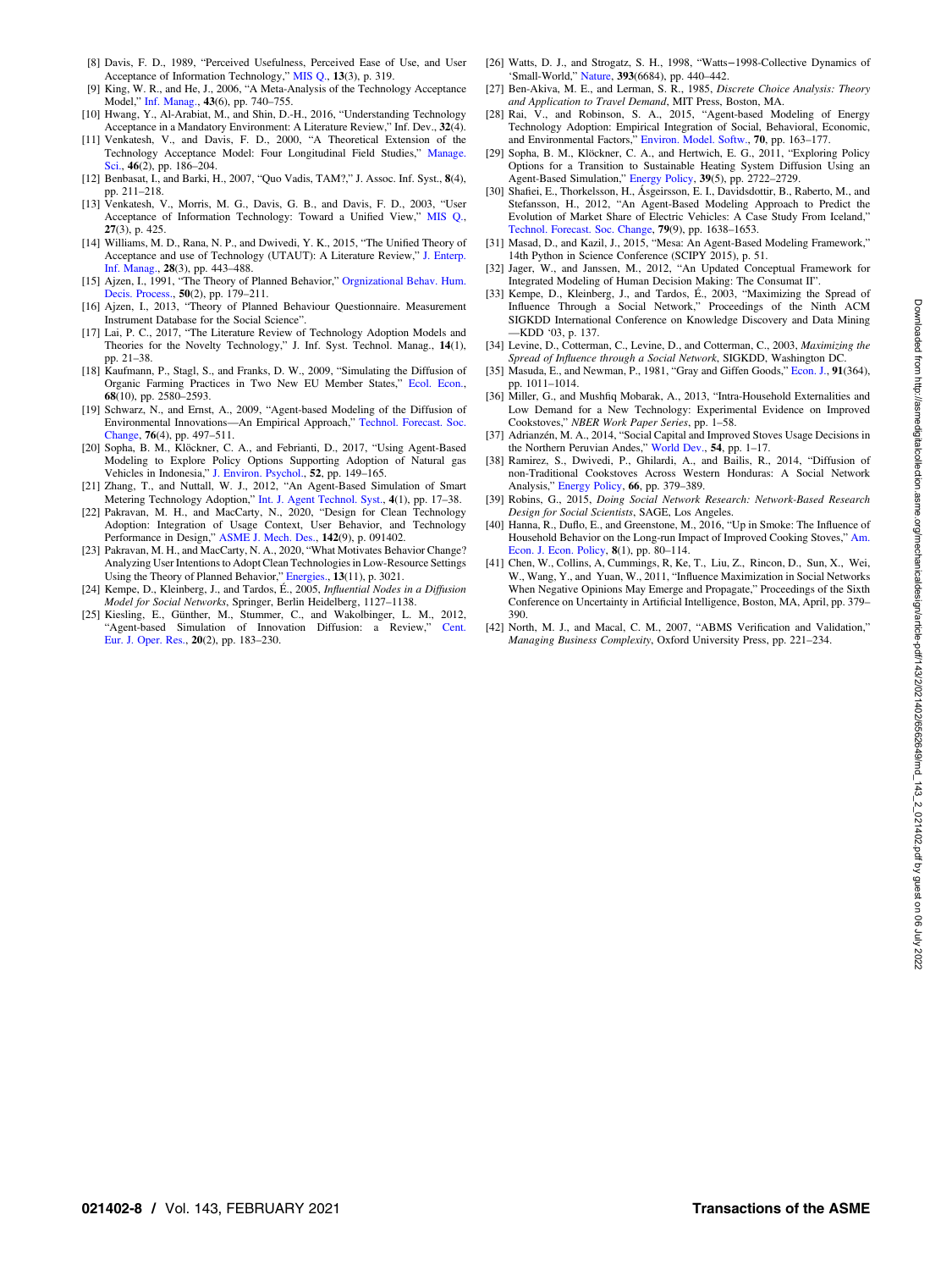[8] Davis, F. D., 1989, "Perceived Usefulness, Perceived Ease of Use, and User Acceptance of Information Technology," MIS Q., **13**(3), p. 319.

[9] King, W. R., and He, J., 2006, "A Meta-Analysis of the Technology Acceptance Model," Inf. Manag., **43**(6), pp. 740–755.

[10] Hwang, Y., Al-Arabiat, M., and Shin, D.-H., 2016, "Understanding Technology Acceptance in a Mandatory Environment: A Literature Review," Inf. Dev., **32**(4).

[11] Venkatesh, V., and Davis, F. D., 2000, "A Theoretical Extension of the Technology Acceptance Model: Four Longitudinal Field Studies," Manage. Sci., **46**(2), pp. 186–204.

[12] Benbasat, I., and Barki, H., 2007, "Quo Vadis, TAM?," J. Assoc. Inf. Syst., **8**(4), pp. 211–218.

[13] Venkatesh, V., Morris, M. G., Davis, G. B., and Davis, F. D., 2003, "User Acceptance of Information Technology: Toward a Unified View," MIS Q., **27**(3), p. 425.

[14] Williams, M. D., Rana, N. P., and Dwivedi, Y. K., 2015, "The Unified Theory of Acceptance and use of Technology (UTAUT): A Literature Review," J. Enterp. Inf. Manag., **28**(3), pp. 443–488.

[15] Ajzen, I., 1991, "The Theory of Planned Behavior," Orgnizational Behav. Hum. Decis. Process., **50**(2), pp. 179–211.

[16] Ajzen, I., 2013, "Theory of Planned Behaviour Questionnaire. Measurement Instrument Database for the Social Science".

[17] Lai, P. C., 2017, "The Literature Review of Technology Adoption Models and Theories for the Novelty Technology," J. Inf. Syst. Technol. Manag., **14**(1), pp. 21–38.

[18] Kaufmann, P., Stagl, S., and Franks, D. W., 2009, "Simulating the Diffusion of Organic Farming Practices in Two New EU Member States," Ecol. Econ., **68**(10), pp. 2580–2593.

[19] Schwarz, N., and Ernst, A., 2009, "Agent-based Modeling of the Diffusion of Environmental Innovations—An Empirical Approach," Technol. Forecast. Soc. Change, **76**(4), pp. 497–511.

[20] Sopha, B. M., Klöckner, C. A., and Febrianti, D., 2017, "Using Agent-Based Modeling to Explore Policy Options Supporting Adoption of Natural gas Vehicles in Indonesia," J. Environ. Psychol., **52**, pp. 149–165.

[21] Zhang, T., and Nuttall, W. J., 2012, "An Agent-Based Simulation of Smart Metering Technology Adoption," Int. J. Agent Technol. Syst., **4**(1), pp. 17–38.

[22] Pakravan, M. H., and MacCarty, N., 2020, "Design for Clean Technology Adoption: Integration of Usage Context, User Behavior, and Technology Performance in Design," ASME J. Mech. Des., **142**(9), p. 091402.

[23] Pakravan, M. H., and MacCarty, N. A., 2020, "What Motivates Behavior Change? Analyzing User Intentions to Adopt Clean Technologies in Low-Resource Settings Using the Theory of Planned Behavior," Energies., **13**(11), p. 3021.

[24] Kempe, D., Kleinberg, J., and Tardos, É., 2005, *Influential Nodes in a Diffusion Model for Social Networks*, Springer, Berlin Heidelberg, 1127–1138.

[25] Kiesling, E., Günther, M., Stummer, C., and Wakolbinger, L. M., 2012, "Agent-based Simulation of Innovation Diffusion: a Review," Cent. Eur. J. Oper. Res., **20**(2), pp. 183–230.

[26] Watts, D. J., and Strogatz, S. H., 1998, "Watts−1998-Collective Dynamics of 'Small-World," Nature, **393**(6684), pp. 440–442.

[27] Ben-Akiva, M. E., and Lerman, S. R., 1985, *Discrete Choice Analysis: Theory and Application to Travel Demand*, MIT Press, Boston, MA.

[28] Rai, V., and Robinson, S. A., 2015, "Agent-based Modeling of Energy Technology Adoption: Empirical Integration of Social, Behavioral, Economic, and Environmental Factors," Environ. Model. Softw., **70**, pp. 163–177.

[29] Sopha, B. M., Klöckner, C. A., and Hertwich, E. G., 2011, "Exploring Policy Options for a Transition to Sustainable Heating System Diffusion Using an Agent-Based Simulation," Energy Policy, **39**(5), pp. 2722–2729.

[30] Shafiei, E., Thorkelsson, H., Ásgeirsson, E. I., Davidsdottir, B., Raberto, M., and Stefansson, H., 2012, "An Agent-Based Modeling Approach to Predict the Evolution of Market Share of Electric Vehicles: A Case Study From Iceland," Technol. Forecast. Soc. Change, **79**(9), pp. 1638–1653.

[31] Masad, D., and Kazil, J., 2015, "Mesa: An Agent-Based Modeling Framework," 14th Python in Science Conference (SCIPY 2015), p. 51.

[32] Jager, W., and Janssen, M., 2012, "An Updated Conceptual Framework for Integrated Modeling of Human Decision Making: The Consumat II".

[33] Kempe, D., Kleinberg, J., and Tardos, É., 2003, "Maximizing the Spread of Influence Through a Social Network," Proceedings of the Ninth ACM SIGKDD International Conference on Knowledge Discovery and Data Mining—KDD '03, p. 137.

[34] Levine, D., Cotterman, C., Levine, D., and Cotterman, C., 2003, *Maximizing the Spread of Influence through a Social Network*, SIGKDD, Washington DC.

[35] Masuda, E., and Newman, P., 1981, "Gray and Giffen Goods," Econ. J., **91**(364), pp. 1011–1014.

[36] Miller, G., and Mushfiq Mobarak, A., 2013, "Intra-Household Externalities and Low Demand for a New Technology: Experimental Evidence on Improved Cookstoves," *NBER Work Paper Series*, pp. 1–58.

[37] Adrianzén, M. A., 2014, "Social Capital and Improved Stoves Usage Decisions in the Northern Peruvian Andes," World Dev., **54**, pp. 1–17.

[38] Ramirez, S., Dwivedi, P., Ghilardi, A., and Bailis, R., 2014, "Diffusion of non-Traditional Cookstoves Across Western Honduras: A Social Network Analysis," Energy Policy, **66**, pp. 379–389.

[39] Robins, G., 2015, *Doing Social Network Research: Network-Based Research Design for Social Scientists*, SAGE, Los Angeles.

[40] Hanna, R., Duflo, E., and Greenstone, M., 2016, "Up in Smoke: The Influence of Household Behavior on the Long-run Impact of Improved Cooking Stoves," Am. Econ. J. Econ. Policy, **8**(1), pp. 80–114.

[41] Chen, W., Collins, A, Cummings, R, Ke, T., Liu, Z., Rincon, D., Sun, X., Wei, W., Wang, Y., and Yuan, W., 2011, "Influence Maximization in Social Networks When Negative Opinions May Emerge and Propagate," Proceedings of the Sixth Conference on Uncertainty in Artificial Intelligence, Boston, MA, April, pp. 379–390.

[42] North, M. J., and Macal, C. M., 2007, "ABMS Verification and Validation," *Managing Business Complexity*, Oxford University Press, pp. 221–234.